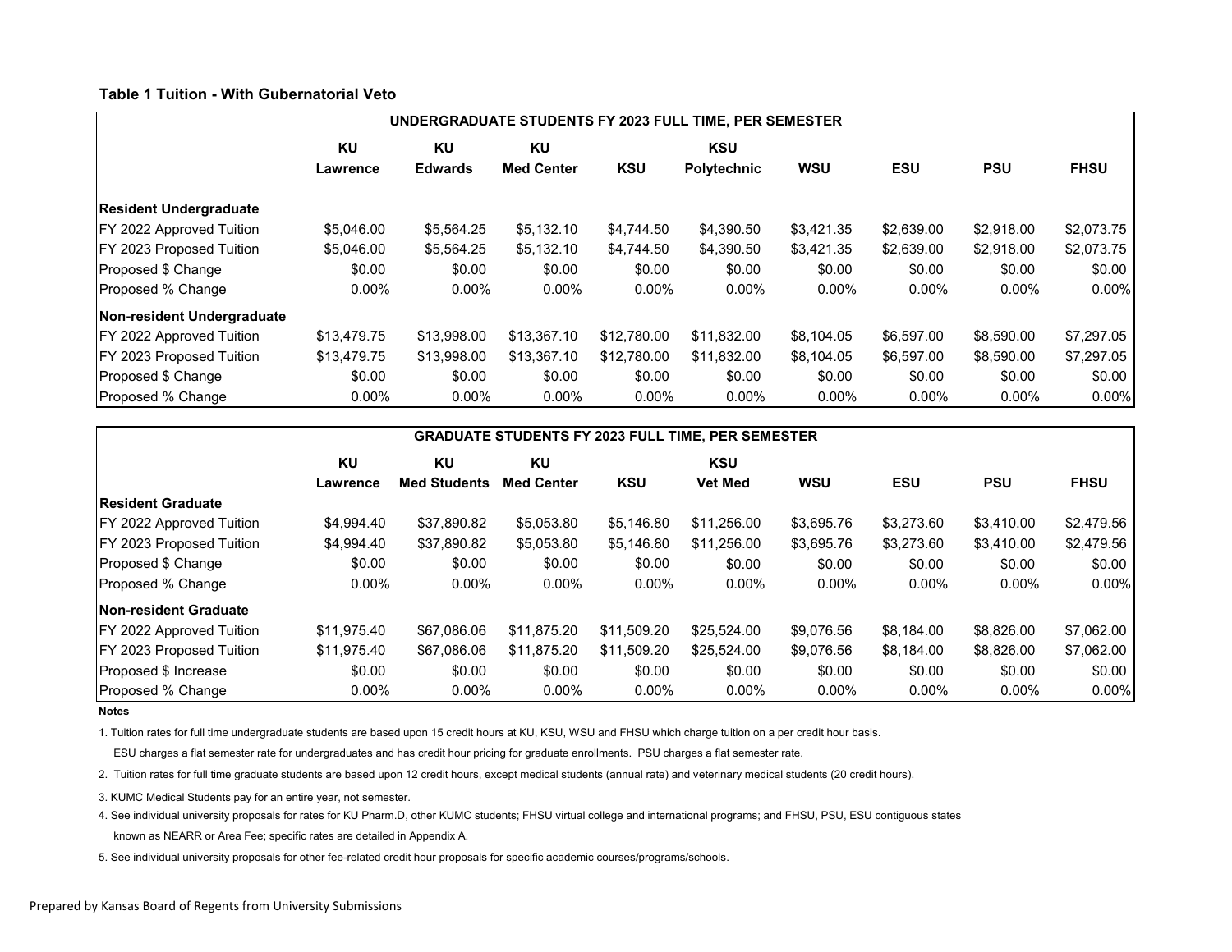**Table 1 Tuition - With Gubernatorial Veto**

| UNDERGRADUATE STUDENTS FY 2023 FULL TIME, PER SEMESTER | | | | | | | | | |
|---|---|---|---|---|---|---|---|---|---|
| | KU Lawrence | KU Edwards | KU Med Center | KSU | KSU Polytechnic | WSU | ESU | PSU | FHSU |
| **Resident Undergraduate** | | | | | | | | | |
| FY 2022 Approved Tuition | $5,046.00 | $5,564.25 | $5,132.10 | $4,744.50 | $4,390.50 | $3,421.35 | $2,639.00 | $2,918.00 | $2,073.75 |
| FY 2023 Proposed Tuition | $5,046.00 | $5,564.25 | $5,132.10 | $4,744.50 | $4,390.50 | $3,421.35 | $2,639.00 | $2,918.00 | $2,073.75 |
| Proposed $ Change | $0.00 | $0.00 | $0.00 | $0.00 | $0.00 | $0.00 | $0.00 | $0.00 | $0.00 |
| Proposed % Change | 0.00% | 0.00% | 0.00% | 0.00% | 0.00% | 0.00% | 0.00% | 0.00% | 0.00% |
| **Non-resident Undergraduate** | | | | | | | | | |
| FY 2022 Approved Tuition | $13,479.75 | $13,998.00 | $13,367.10 | $12,780.00 | $11,832.00 | $8,104.05 | $6,597.00 | $8,590.00 | $7,297.05 |
| FY 2023 Proposed Tuition | $13,479.75 | $13,998.00 | $13,367.10 | $12,780.00 | $11,832.00 | $8,104.05 | $6,597.00 | $8,590.00 | $7,297.05 |
| Proposed $ Change | $0.00 | $0.00 | $0.00 | $0.00 | $0.00 | $0.00 | $0.00 | $0.00 | $0.00 |
| Proposed % Change | 0.00% | 0.00% | 0.00% | 0.00% | 0.00% | 0.00% | 0.00% | 0.00% | 0.00% |

| GRADUATE STUDENTS FY 2023 FULL TIME, PER SEMESTER | | | | | | | | | |
|---|---|---|---|---|---|---|---|---|---|
| | KU Lawrence | KU Med Students | KU Med Center | KSU | KSU Vet Med | WSU | ESU | PSU | FHSU |
| **Resident Graduate** | | | | | | | | | |
| FY 2022 Approved Tuition | $4,994.40 | $37,890.82 | $5,053.80 | $5,146.80 | $11,256.00 | $3,695.76 | $3,273.60 | $3,410.00 | $2,479.56 |
| FY 2023 Proposed Tuition | $4,994.40 | $37,890.82 | $5,053.80 | $5,146.80 | $11,256.00 | $3,695.76 | $3,273.60 | $3,410.00 | $2,479.56 |
| Proposed $ Change | $0.00 | $0.00 | $0.00 | $0.00 | $0.00 | $0.00 | $0.00 | $0.00 | $0.00 |
| Proposed % Change | 0.00% | 0.00% | 0.00% | 0.00% | 0.00% | 0.00% | 0.00% | 0.00% | 0.00% |
| **Non-resident Graduate** | | | | | | | | | |
| FY 2022 Approved Tuition | $11,975.40 | $67,086.06 | $11,875.20 | $11,509.20 | $25,524.00 | $9,076.56 | $8,184.00 | $8,826.00 | $7,062.00 |
| FY 2023 Proposed Tuition | $11,975.40 | $67,086.06 | $11,875.20 | $11,509.20 | $25,524.00 | $9,076.56 | $8,184.00 | $8,826.00 | $7,062.00 |
| Proposed $ Increase | $0.00 | $0.00 | $0.00 | $0.00 | $0.00 | $0.00 | $0.00 | $0.00 | $0.00 |
| Proposed % Change | 0.00% | 0.00% | 0.00% | 0.00% | 0.00% | 0.00% | 0.00% | 0.00% | 0.00% |

**Notes**

1. Tuition rates for full time undergraduate students are based upon 15 credit hours at KU, KSU, WSU and FHSU which charge tuition on a per credit hour basis.
   ESU charges a flat semester rate for undergraduates and has credit hour pricing for graduate enrollments. PSU charges a flat semester rate.
2. Tuition rates for full time graduate students are based upon 12 credit hours, except medical students (annual rate) and veterinary medical students (20 credit hours).
3. KUMC Medical Students pay for an entire year, not semester.
4. See individual university proposals for rates for KU Pharm.D, other KUMC students; FHSU virtual college and international programs; and FHSU, PSU, ESU contiguous states known as NEARR or Area Fee; specific rates are detailed in Appendix A.
5. See individual university proposals for other fee-related credit hour proposals for specific academic courses/programs/schools.

Prepared by Kansas Board of Regents from University Submissions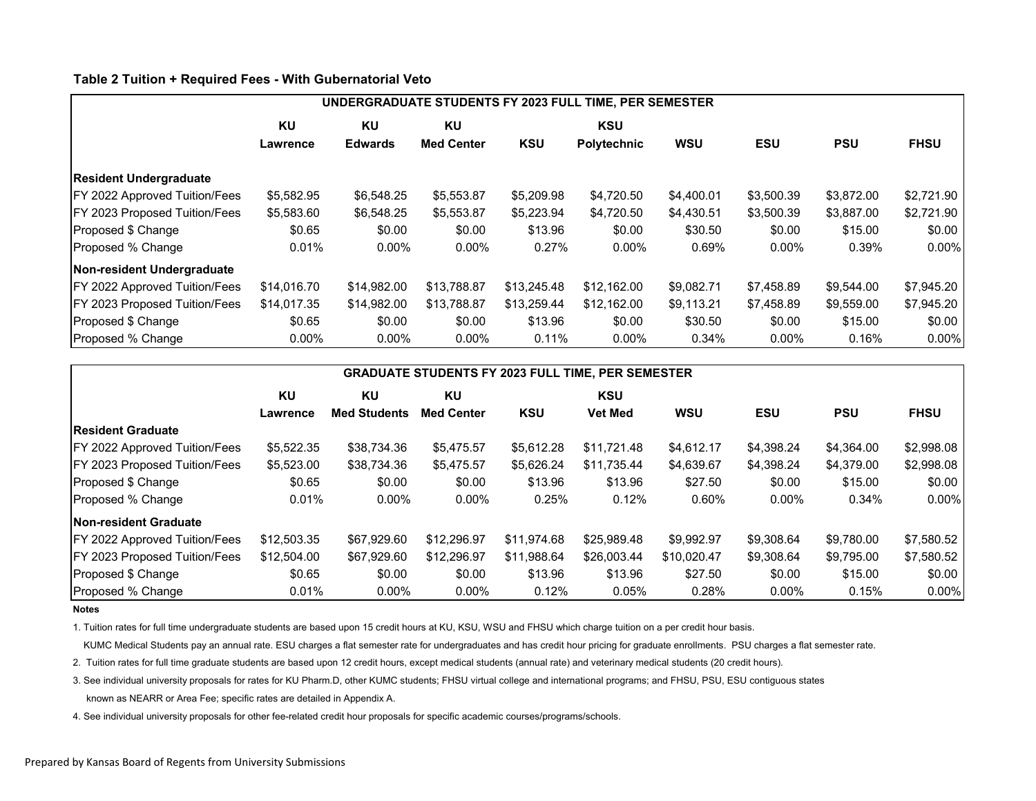**Table 2 Tuition + Required Fees - With Gubernatorial Veto**

| UNDERGRADUATE STUDENTS FY 2023 FULL TIME, PER SEMESTER | | | | | | | | | |
|---|---|---|---|---|---|---|---|---|---|
| | KU Lawrence | KU Edwards | KU Med Center | KSU | KSU Polytechnic | WSU | ESU | PSU | FHSU |
| **Resident Undergraduate** | | | | | | | | | |
| FY 2022 Approved Tuition/Fees | $5,582.95 | $6,548.25 | $5,553.87 | $5,209.98 | $4,720.50 | $4,400.01 | $3,500.39 | $3,872.00 | $2,721.90 |
| FY 2023 Proposed Tuition/Fees | $5,583.60 | $6,548.25 | $5,553.87 | $5,223.94 | $4,720.50 | $4,430.51 | $3,500.39 | $3,887.00 | $2,721.90 |
| Proposed $ Change | $0.65 | $0.00 | $0.00 | $13.96 | $0.00 | $30.50 | $0.00 | $15.00 | $0.00 |
| Proposed % Change | 0.01% | 0.00% | 0.00% | 0.27% | 0.00% | 0.69% | 0.00% | 0.39% | 0.00% |
| **Non-resident Undergraduate** | | | | | | | | | |
| FY 2022 Approved Tuition/Fees | $14,016.70 | $14,982.00 | $13,788.87 | $13,245.48 | $12,162.00 | $9,082.71 | $7,458.89 | $9,544.00 | $7,945.20 |
| FY 2023 Proposed Tuition/Fees | $14,017.35 | $14,982.00 | $13,788.87 | $13,259.44 | $12,162.00 | $9,113.21 | $7,458.89 | $9,559.00 | $7,945.20 |
| Proposed $ Change | $0.65 | $0.00 | $0.00 | $13.96 | $0.00 | $30.50 | $0.00 | $15.00 | $0.00 |
| Proposed % Change | 0.00% | 0.00% | 0.00% | 0.11% | 0.00% | 0.34% | 0.00% | 0.16% | 0.00% |

| GRADUATE STUDENTS FY 2023 FULL TIME, PER SEMESTER | | | | | | | | | |
|---|---|---|---|---|---|---|---|---|---|
| | KU Lawrence | KU Med Students | KU Med Center | KSU | KSU Vet Med | WSU | ESU | PSU | FHSU |
| **Resident Graduate** | | | | | | | | | |
| FY 2022 Approved Tuition/Fees | $5,522.35 | $38,734.36 | $5,475.57 | $5,612.28 | $11,721.48 | $4,612.17 | $4,398.24 | $4,364.00 | $2,998.08 |
| FY 2023 Proposed Tuition/Fees | $5,523.00 | $38,734.36 | $5,475.57 | $5,626.24 | $11,735.44 | $4,639.67 | $4,398.24 | $4,379.00 | $2,998.08 |
| Proposed $ Change | $0.65 | $0.00 | $0.00 | $13.96 | $13.96 | $27.50 | $0.00 | $15.00 | $0.00 |
| Proposed % Change | 0.01% | 0.00% | 0.00% | 0.25% | 0.12% | 0.60% | 0.00% | 0.34% | 0.00% |
| **Non-resident Graduate** | | | | | | | | | |
| FY 2022 Approved Tuition/Fees | $12,503.35 | $67,929.60 | $12,296.97 | $11,974.68 | $25,989.48 | $9,992.97 | $9,308.64 | $9,780.00 | $7,580.52 |
| FY 2023 Proposed Tuition/Fees | $12,504.00 | $67,929.60 | $12,296.97 | $11,988.64 | $26,003.44 | $10,020.47 | $9,308.64 | $9,795.00 | $7,580.52 |
| Proposed $ Change | $0.65 | $0.00 | $0.00 | $13.96 | $13.96 | $27.50 | $0.00 | $15.00 | $0.00 |
| Proposed % Change | 0.01% | 0.00% | 0.00% | 0.12% | 0.05% | 0.28% | 0.00% | 0.15% | 0.00% |

**Notes**

1. Tuition rates for full time undergraduate students are based upon 15 credit hours at KU, KSU, WSU and FHSU which charge tuition on a per credit hour basis.
   KUMC Medical Students pay an annual rate. ESU charges a flat semester rate for undergraduates and has credit hour pricing for graduate enrollments. PSU charges a flat semester rate.
2. Tuition rates for full time graduate students are based upon 12 credit hours, except medical students (annual rate) and veterinary medical students (20 credit hours).
3. See individual university proposals for rates for KU Pharm.D, other KUMC students; FHSU virtual college and international programs; and FHSU, PSU, ESU contiguous states known as NEARR or Area Fee; specific rates are detailed in Appendix A.
4. See individual university proposals for other fee-related credit hour proposals for specific academic courses/programs/schools.

Prepared by Kansas Board of Regents from University Submissions